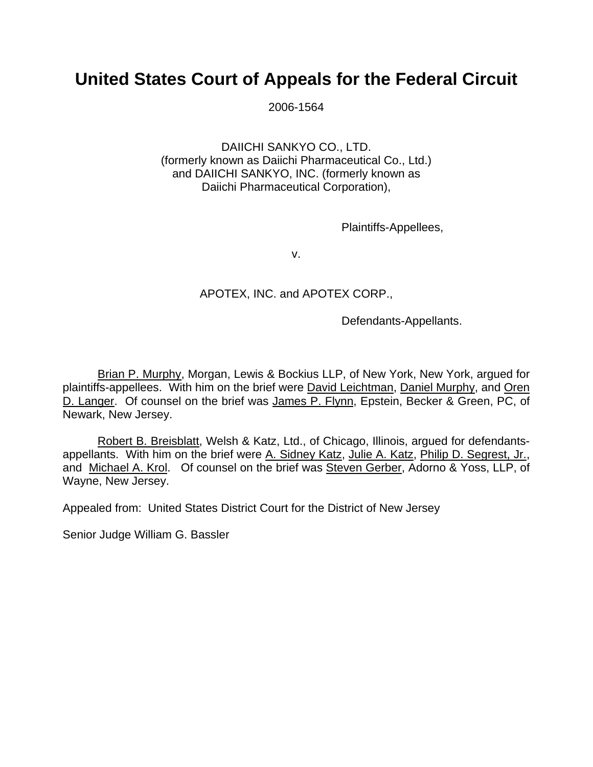# United States Court of Appeals for the Federal Circuit

2006-1564

DAIICHI SANKYO CO., LTD.
(formerly known as Daiichi Pharmaceutical Co., Ltd.)
and DAIICHI SANKYO, INC. (formerly known as
Daiichi Pharmaceutical Corporation),

Plaintiffs-Appellees,

v.

APOTEX, INC. and APOTEX CORP.,

Defendants-Appellants.

Brian P. Murphy, Morgan, Lewis & Bockius LLP, of New York, New York, argued for plaintiffs-appellees. With him on the brief were David Leichtman, Daniel Murphy, and Oren D. Langer. Of counsel on the brief was James P. Flynn, Epstein, Becker & Green, PC, of Newark, New Jersey.

Robert B. Breisblatt, Welsh & Katz, Ltd., of Chicago, Illinois, argued for defendants-appellants. With him on the brief were A. Sidney Katz, Julie A. Katz, Philip D. Segrest, Jr., and Michael A. Krol. Of counsel on the brief was Steven Gerber, Adorno & Yoss, LLP, of Wayne, New Jersey.

Appealed from: United States District Court for the District of New Jersey

Senior Judge William G. Bassler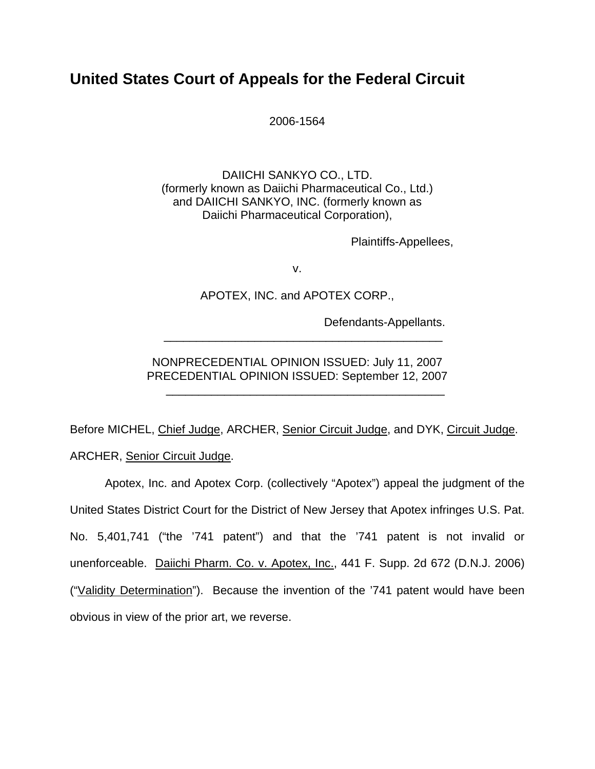# United States Court of Appeals for the Federal Circuit

2006-1564

DAIICHI SANKYO CO., LTD.
(formerly known as Daiichi Pharmaceutical Co., Ltd.)
and DAIICHI SANKYO, INC. (formerly known as
Daiichi Pharmaceutical Corporation),

Plaintiffs-Appellees,

v.

APOTEX, INC. and APOTEX CORP.,

Defendants-Appellants.

---

NONPRECEDENTIAL OPINION ISSUED: July 11, 2007
PRECEDENTIAL OPINION ISSUED: September 12, 2007

---

Before MICHEL, Chief Judge, ARCHER, Senior Circuit Judge, and DYK, Circuit Judge.

ARCHER, Senior Circuit Judge.

Apotex, Inc. and Apotex Corp. (collectively "Apotex") appeal the judgment of the United States District Court for the District of New Jersey that Apotex infringes U.S. Pat. No. 5,401,741 ("the '741 patent") and that the '741 patent is not invalid or unenforceable. Daiichi Pharm. Co. v. Apotex, Inc., 441 F. Supp. 2d 672 (D.N.J. 2006) ("Validity Determination"). Because the invention of the '741 patent would have been obvious in view of the prior art, we reverse.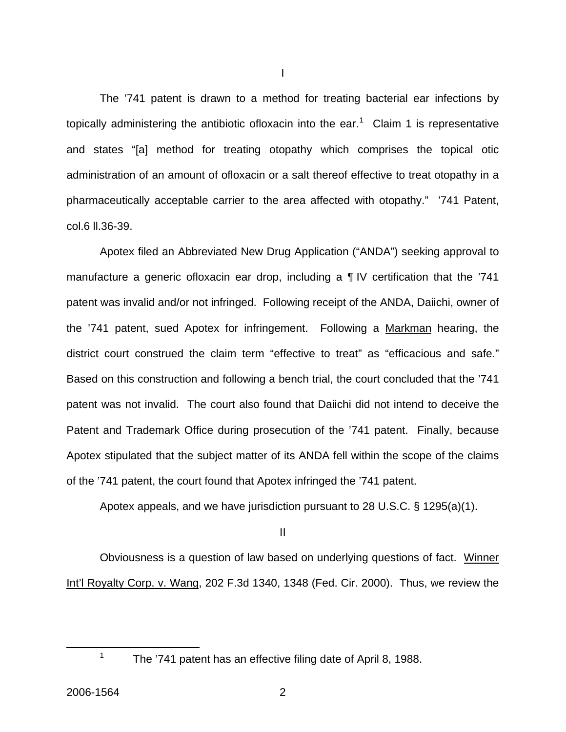I

The '741 patent is drawn to a method for treating bacterial ear infections by topically administering the antibiotic ofloxacin into the ear.[1] Claim 1 is representative and states "[a] method for treating otopathy which comprises the topical otic administration of an amount of ofloxacin or a salt thereof effective to treat otopathy in a pharmaceutically acceptable carrier to the area affected with otopathy." '741 Patent, col.6 ll.36-39.

Apotex filed an Abbreviated New Drug Application ("ANDA") seeking approval to manufacture a generic ofloxacin ear drop, including a ¶ IV certification that the '741 patent was invalid and/or not infringed. Following receipt of the ANDA, Daiichi, owner of the '741 patent, sued Apotex for infringement. Following a Markman hearing, the district court construed the claim term "effective to treat" as "efficacious and safe." Based on this construction and following a bench trial, the court concluded that the '741 patent was not invalid. The court also found that Daiichi did not intend to deceive the Patent and Trademark Office during prosecution of the '741 patent. Finally, because Apotex stipulated that the subject matter of its ANDA fell within the scope of the claims of the '741 patent, the court found that Apotex infringed the '741 patent.

Apotex appeals, and we have jurisdiction pursuant to 28 U.S.C. § 1295(a)(1).

II

Obviousness is a question of law based on underlying questions of fact. Winner Int'l Royalty Corp. v. Wang, 202 F.3d 1340, 1348 (Fed. Cir. 2000). Thus, we review the

[1] The '741 patent has an effective filing date of April 8, 1988.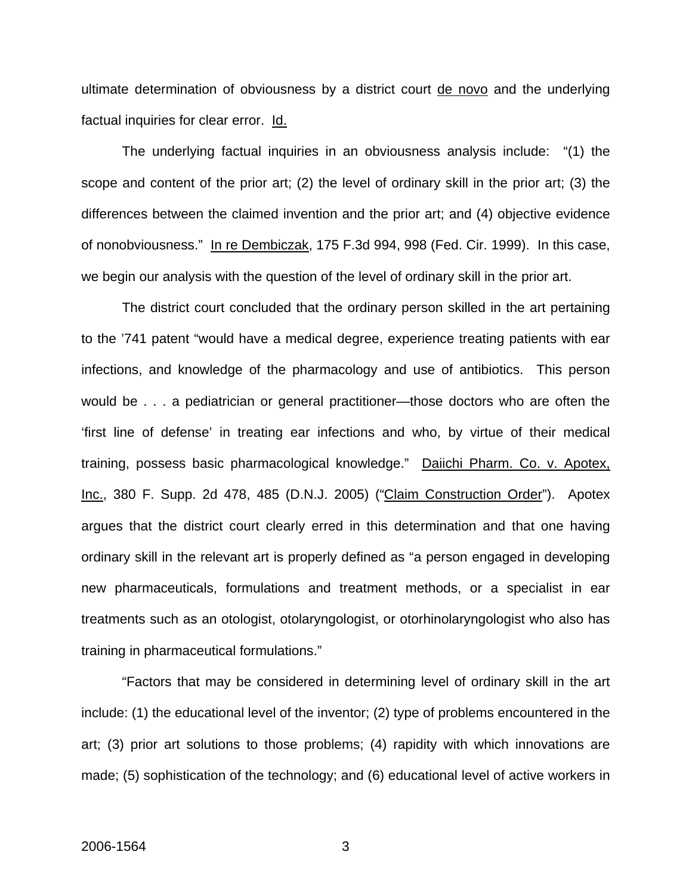ultimate determination of obviousness by a district court de novo and the underlying factual inquiries for clear error. Id.

The underlying factual inquiries in an obviousness analysis include: "(1) the scope and content of the prior art; (2) the level of ordinary skill in the prior art; (3) the differences between the claimed invention and the prior art; and (4) objective evidence of nonobviousness." In re Dembiczak, 175 F.3d 994, 998 (Fed. Cir. 1999). In this case, we begin our analysis with the question of the level of ordinary skill in the prior art.

The district court concluded that the ordinary person skilled in the art pertaining to the '741 patent "would have a medical degree, experience treating patients with ear infections, and knowledge of the pharmacology and use of antibiotics. This person would be . . . a pediatrician or general practitioner—those doctors who are often the 'first line of defense' in treating ear infections and who, by virtue of their medical training, possess basic pharmacological knowledge." Daiichi Pharm. Co. v. Apotex, Inc., 380 F. Supp. 2d 478, 485 (D.N.J. 2005) ("Claim Construction Order"). Apotex argues that the district court clearly erred in this determination and that one having ordinary skill in the relevant art is properly defined as "a person engaged in developing new pharmaceuticals, formulations and treatment methods, or a specialist in ear treatments such as an otologist, otolaryngologist, or otorhinolaryngologist who also has training in pharmaceutical formulations."

"Factors that may be considered in determining level of ordinary skill in the art include: (1) the educational level of the inventor; (2) type of problems encountered in the art; (3) prior art solutions to those problems; (4) rapidity with which innovations are made; (5) sophistication of the technology; and (6) educational level of active workers in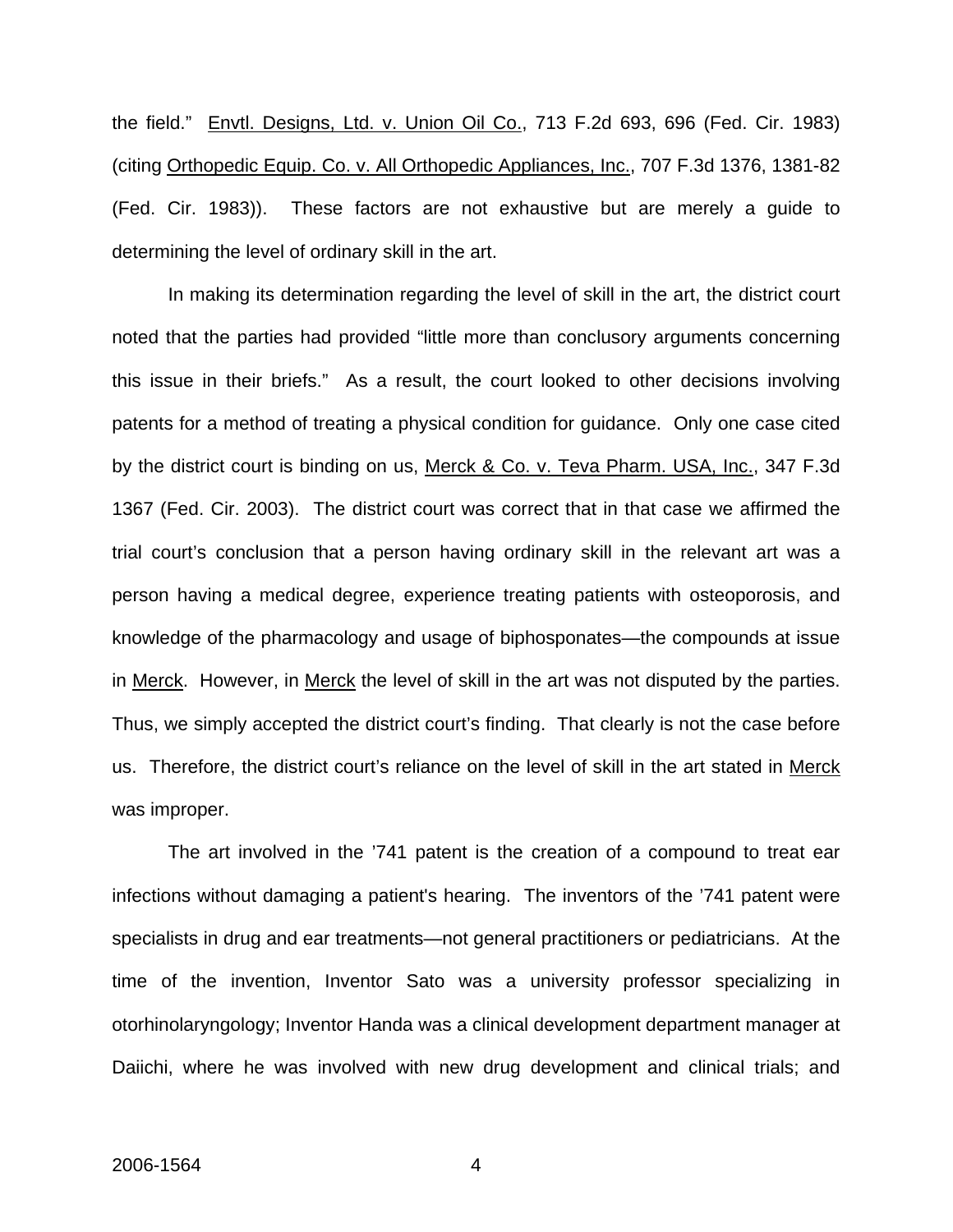the field." Envtl. Designs, Ltd. v. Union Oil Co., 713 F.2d 693, 696 (Fed. Cir. 1983) (citing Orthopedic Equip. Co. v. All Orthopedic Appliances, Inc., 707 F.3d 1376, 1381-82 (Fed. Cir. 1983)). These factors are not exhaustive but are merely a guide to determining the level of ordinary skill in the art.

In making its determination regarding the level of skill in the art, the district court noted that the parties had provided "little more than conclusory arguments concerning this issue in their briefs." As a result, the court looked to other decisions involving patents for a method of treating a physical condition for guidance. Only one case cited by the district court is binding on us, Merck & Co. v. Teva Pharm. USA, Inc., 347 F.3d 1367 (Fed. Cir. 2003). The district court was correct that in that case we affirmed the trial court's conclusion that a person having ordinary skill in the relevant art was a person having a medical degree, experience treating patients with osteoporosis, and knowledge of the pharmacology and usage of biphosponates—the compounds at issue in Merck. However, in Merck the level of skill in the art was not disputed by the parties. Thus, we simply accepted the district court's finding. That clearly is not the case before us. Therefore, the district court's reliance on the level of skill in the art stated in Merck was improper.

The art involved in the '741 patent is the creation of a compound to treat ear infections without damaging a patient's hearing. The inventors of the '741 patent were specialists in drug and ear treatments—not general practitioners or pediatricians. At the time of the invention, Inventor Sato was a university professor specializing in otorhinolaryngology; Inventor Handa was a clinical development department manager at Daiichi, where he was involved with new drug development and clinical trials; and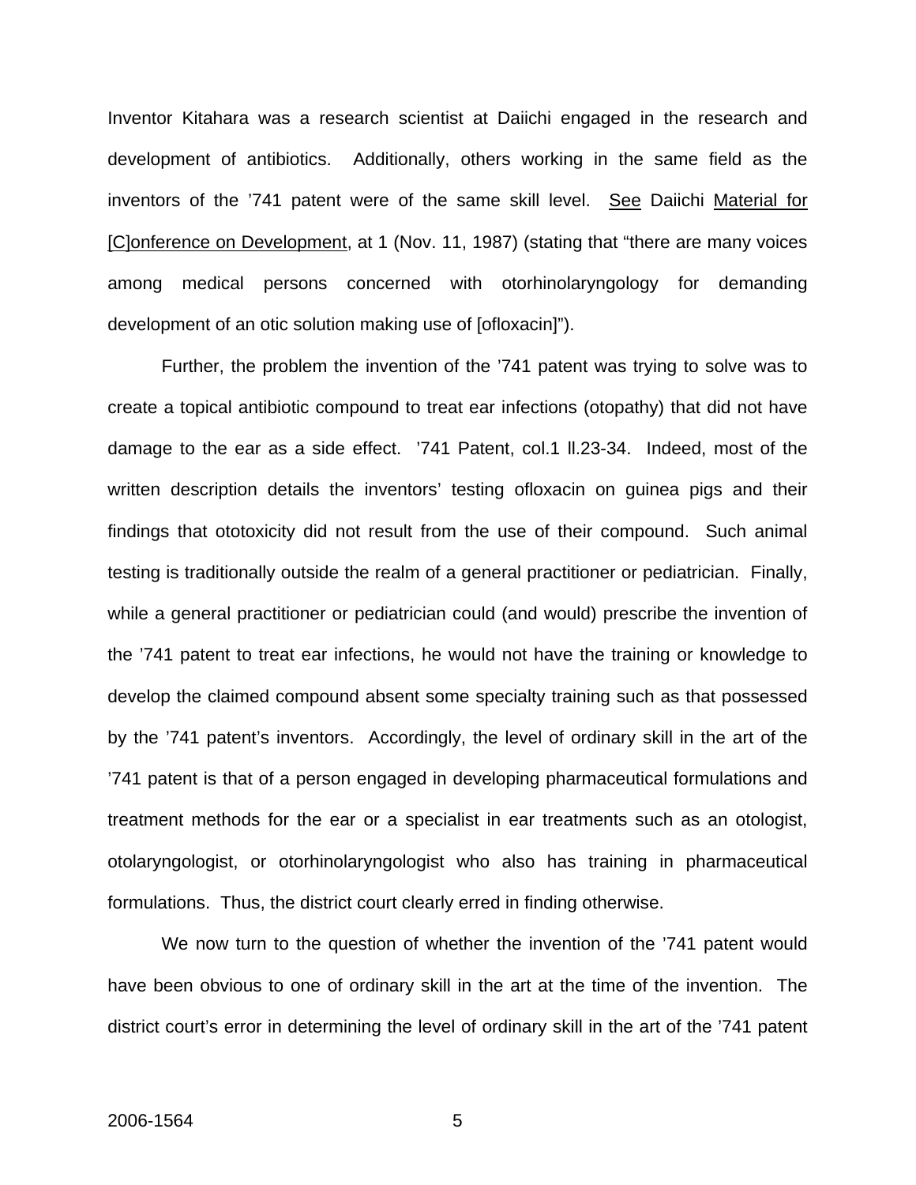Inventor Kitahara was a research scientist at Daiichi engaged in the research and development of antibiotics. Additionally, others working in the same field as the inventors of the '741 patent were of the same skill level. See Daiichi Material for [C]onference on Development, at 1 (Nov. 11, 1987) (stating that "there are many voices among medical persons concerned with otorhinolaryngology for demanding development of an otic solution making use of [ofloxacin]").

Further, the problem the invention of the '741 patent was trying to solve was to create a topical antibiotic compound to treat ear infections (otopathy) that did not have damage to the ear as a side effect. '741 Patent, col.1 ll.23-34. Indeed, most of the written description details the inventors' testing ofloxacin on guinea pigs and their findings that ototoxicity did not result from the use of their compound. Such animal testing is traditionally outside the realm of a general practitioner or pediatrician. Finally, while a general practitioner or pediatrician could (and would) prescribe the invention of the '741 patent to treat ear infections, he would not have the training or knowledge to develop the claimed compound absent some specialty training such as that possessed by the '741 patent's inventors. Accordingly, the level of ordinary skill in the art of the '741 patent is that of a person engaged in developing pharmaceutical formulations and treatment methods for the ear or a specialist in ear treatments such as an otologist, otolaryngologist, or otorhinolaryngologist who also has training in pharmaceutical formulations. Thus, the district court clearly erred in finding otherwise.

We now turn to the question of whether the invention of the '741 patent would have been obvious to one of ordinary skill in the art at the time of the invention. The district court's error in determining the level of ordinary skill in the art of the '741 patent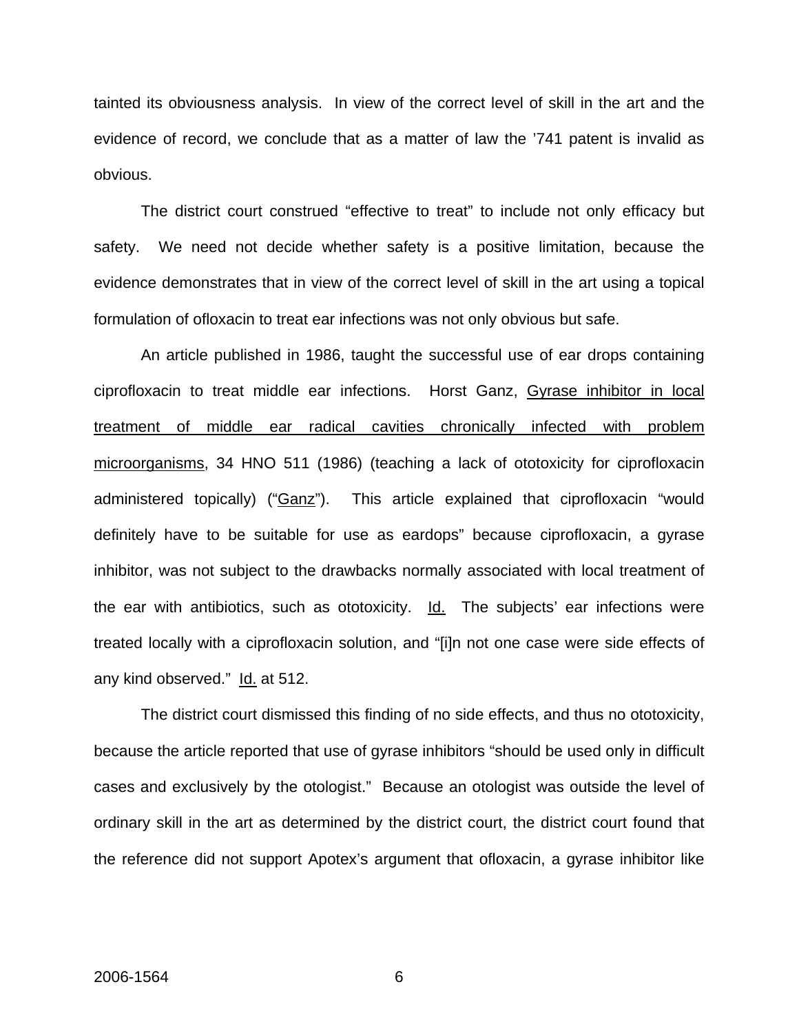tainted its obviousness analysis. In view of the correct level of skill in the art and the evidence of record, we conclude that as a matter of law the '741 patent is invalid as obvious.

The district court construed "effective to treat" to include not only efficacy but safety. We need not decide whether safety is a positive limitation, because the evidence demonstrates that in view of the correct level of skill in the art using a topical formulation of ofloxacin to treat ear infections was not only obvious but safe.

An article published in 1986, taught the successful use of ear drops containing ciprofloxacin to treat middle ear infections. Horst Ganz, Gyrase inhibitor in local treatment of middle ear radical cavities chronically infected with problem microorganisms, 34 HNO 511 (1986) (teaching a lack of ototoxicity for ciprofloxacin administered topically) ("Ganz"). This article explained that ciprofloxacin "would definitely have to be suitable for use as eardops" because ciprofloxacin, a gyrase inhibitor, was not subject to the drawbacks normally associated with local treatment of the ear with antibiotics, such as ototoxicity. Id. The subjects' ear infections were treated locally with a ciprofloxacin solution, and "[i]n not one case were side effects of any kind observed." Id. at 512.

The district court dismissed this finding of no side effects, and thus no ototoxicity, because the article reported that use of gyrase inhibitors "should be used only in difficult cases and exclusively by the otologist." Because an otologist was outside the level of ordinary skill in the art as determined by the district court, the district court found that the reference did not support Apotex's argument that ofloxacin, a gyrase inhibitor like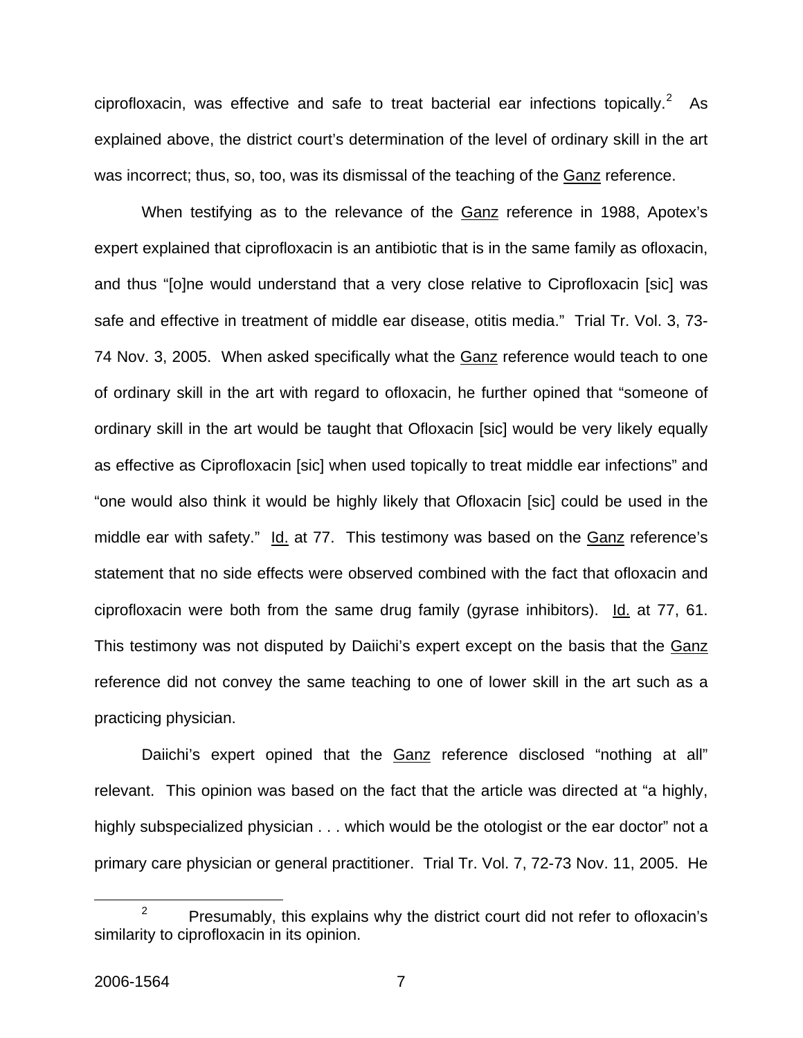ciprofloxacin, was effective and safe to treat bacterial ear infections topically.[2] As explained above, the district court's determination of the level of ordinary skill in the art was incorrect; thus, so, too, was its dismissal of the teaching of the Ganz reference.

When testifying as to the relevance of the Ganz reference in 1988, Apotex's expert explained that ciprofloxacin is an antibiotic that is in the same family as ofloxacin, and thus "[o]ne would understand that a very close relative to Ciprofloxacin [sic] was safe and effective in treatment of middle ear disease, otitis media." Trial Tr. Vol. 3, 73-74 Nov. 3, 2005. When asked specifically what the Ganz reference would teach to one of ordinary skill in the art with regard to ofloxacin, he further opined that "someone of ordinary skill in the art would be taught that Ofloxacin [sic] would be very likely equally as effective as Ciprofloxacin [sic] when used topically to treat middle ear infections" and "one would also think it would be highly likely that Ofloxacin [sic] could be used in the middle ear with safety." Id. at 77. This testimony was based on the Ganz reference's statement that no side effects were observed combined with the fact that ofloxacin and ciprofloxacin were both from the same drug family (gyrase inhibitors). Id. at 77, 61. This testimony was not disputed by Daiichi's expert except on the basis that the Ganz reference did not convey the same teaching to one of lower skill in the art such as a practicing physician.

Daiichi's expert opined that the Ganz reference disclosed "nothing at all" relevant. This opinion was based on the fact that the article was directed at "a highly, highly subspecialized physician . . . which would be the otologist or the ear doctor" not a primary care physician or general practitioner. Trial Tr. Vol. 7, 72-73 Nov. 11, 2005. He

[2] Presumably, this explains why the district court did not refer to ofloxacin's similarity to ciprofloxacin in its opinion.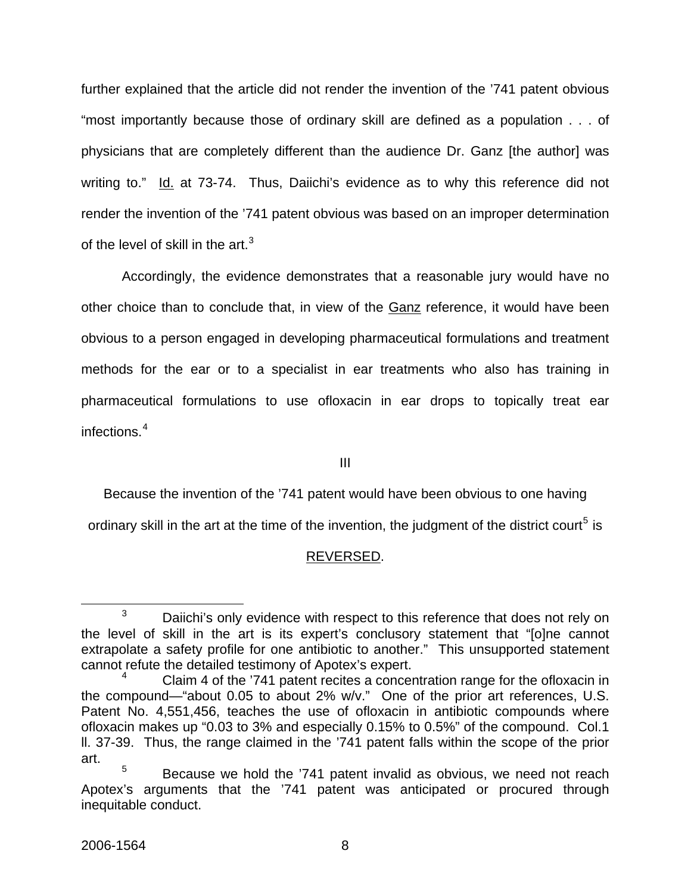further explained that the article did not render the invention of the ’741 patent obvious “most importantly because those of ordinary skill are defined as a population . . . of physicians that are completely different than the audience Dr. Ganz [the author] was writing to.” Id. at 73-74. Thus, Daiichi’s evidence as to why this reference did not render the invention of the ’741 patent obvious was based on an improper determination of the level of skill in the art.[3]

Accordingly, the evidence demonstrates that a reasonable jury would have no other choice than to conclude that, in view of the Ganz reference, it would have been obvious to a person engaged in developing pharmaceutical formulations and treatment methods for the ear or to a specialist in ear treatments who also has training in pharmaceutical formulations to use ofloxacin in ear drops to topically treat ear infections.[4]

### III

Because the invention of the ’741 patent would have been obvious to one having ordinary skill in the art at the time of the invention, the judgment of the district court[5] is

REVERSED.

---

[3] Daiichi’s only evidence with respect to this reference that does not rely on the level of skill in the art is its expert’s conclusory statement that “[o]ne cannot extrapolate a safety profile for one antibiotic to another.” This unsupported statement cannot refute the detailed testimony of Apotex’s expert.

[4] Claim 4 of the ’741 patent recites a concentration range for the ofloxacin in the compound—“about 0.05 to about 2% w/v.” One of the prior art references, U.S. Patent No. 4,551,456, teaches the use of ofloxacin in antibiotic compounds where ofloxacin makes up “0.03 to 3% and especially 0.15% to 0.5%” of the compound. Col.1 ll. 37-39. Thus, the range claimed in the ’741 patent falls within the scope of the prior art.

[5] Because we hold the ’741 patent invalid as obvious, we need not reach Apotex’s arguments that the ’741 patent was anticipated or procured through inequitable conduct.